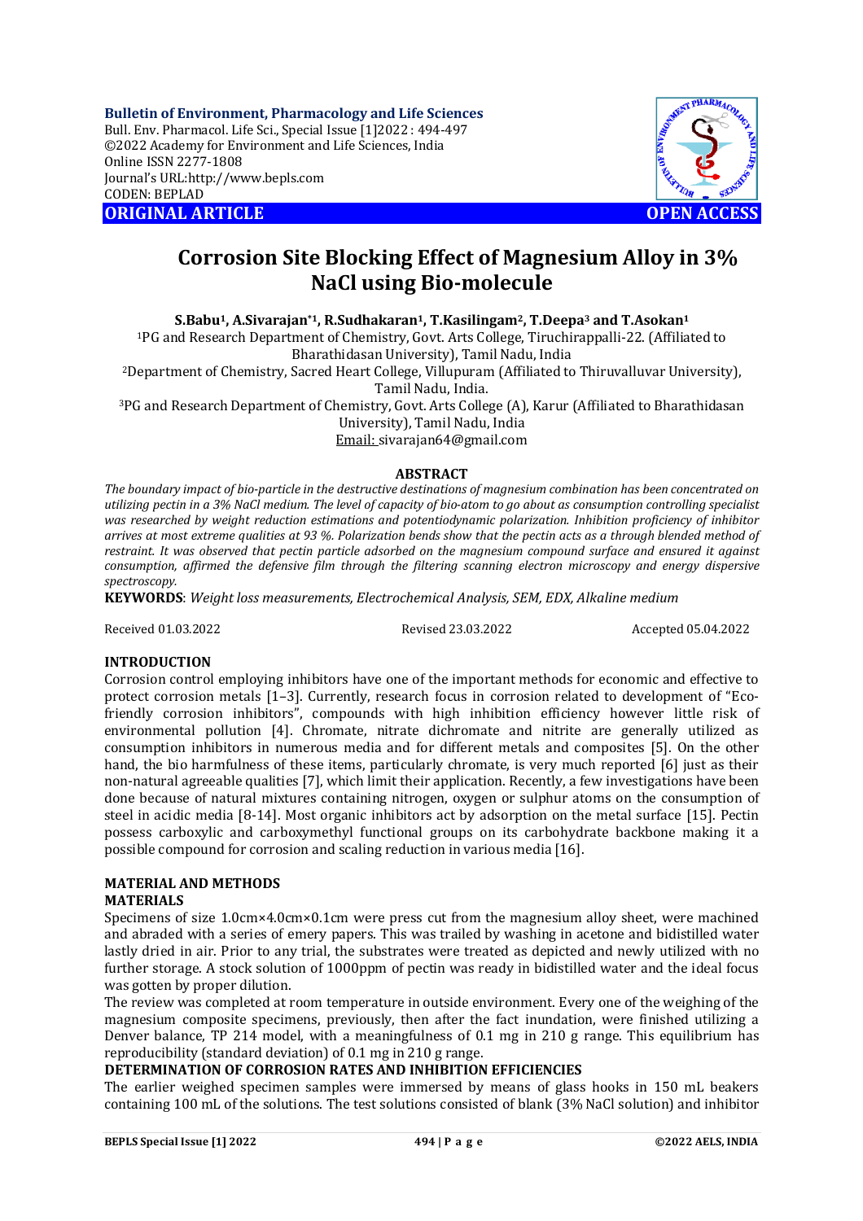**ORIGINAL ARTICLE** **OPEN ACCESS**

# Corrosion Site Blocking Effect of Magnesium Alloy in 3% NaCl using Bio-molecule

**S.Babu[1], A.Sivarajan*[1], R.Sudhakaran[1], T.Kasilingam[2], T.Deepa[3] and T.Asokan[1]**

[1]PG and Research Department of Chemistry, Govt. Arts College, Tiruchirappalli-22. (Affiliated to Bharathidasan University), Tamil Nadu, India

[2]Department of Chemistry, Sacred Heart College, Villupuram (Affiliated to Thiruvalluvar University), Tamil Nadu, India.

[3]PG and Research Department of Chemistry, Govt. Arts College (A), Karur (Affiliated to Bharathidasan University), Tamil Nadu, India

Email: sivarajan64@gmail.com

## ABSTRACT

*The boundary impact of bio-particle in the destructive destinations of magnesium combination has been concentrated on utilizing pectin in a 3% NaCl medium. The level of capacity of bio-atom to go about as consumption controlling specialist was researched by weight reduction estimations and potentiodynamic polarization. Inhibition proficiency of inhibitor arrives at most extreme qualities at 93 %. Polarization bends show that the pectin acts as a through blended method of restraint. It was observed that pectin particle adsorbed on the magnesium compound surface and ensured it against consumption, affirmed the defensive film through the filtering scanning electron microscopy and energy dispersive spectroscopy.*

**KEYWORDS**: *Weight loss measurements, Electrochemical Analysis, SEM, EDX, Alkaline medium*

Received 01.03.2022 Revised 23.03.2022 Accepted 05.04.2022

## INTRODUCTION

Corrosion control employing inhibitors have one of the important methods for economic and effective to protect corrosion metals [1–3]. Currently, research focus in corrosion related to development of "Eco-friendly corrosion inhibitors", compounds with high inhibition efficiency however little risk of environmental pollution [4]. Chromate, nitrate dichromate and nitrite are generally utilized as consumption inhibitors in numerous media and for different metals and composites [5]. On the other hand, the bio harmfulness of these items, particularly chromate, is very much reported [6] just as their non-natural agreeable qualities [7], which limit their application. Recently, a few investigations have been done because of natural mixtures containing nitrogen, oxygen or sulphur atoms on the consumption of steel in acidic media [8-14]. Most organic inhibitors act by adsorption on the metal surface [15]. Pectin possess carboxylic and carboxymethyl functional groups on its carbohydrate backbone making it a possible compound for corrosion and scaling reduction in various media [16].

## MATERIAL AND METHODS

### MATERIALS

Specimens of size 1.0cm×4.0cm×0.1cm were press cut from the magnesium alloy sheet, were machined and abraded with a series of emery papers. This was trailed by washing in acetone and bidistilled water lastly dried in air. Prior to any trial, the substrates were treated as depicted and newly utilized with no further storage. A stock solution of 1000ppm of pectin was ready in bidistilled water and the ideal focus was gotten by proper dilution.

The review was completed at room temperature in outside environment. Every one of the weighing of the magnesium composite specimens, previously, then after the fact inundation, were finished utilizing a Denver balance, TP 214 model, with a meaningfulness of 0.1 mg in 210 g range. This equilibrium has reproducibility (standard deviation) of 0.1 mg in 210 g range.

### DETERMINATION OF CORROSION RATES AND INHIBITION EFFICIENCIES

The earlier weighed specimen samples were immersed by means of glass hooks in 150 mL beakers containing 100 mL of the solutions. The test solutions consisted of blank (3% NaCl solution) and inhibitor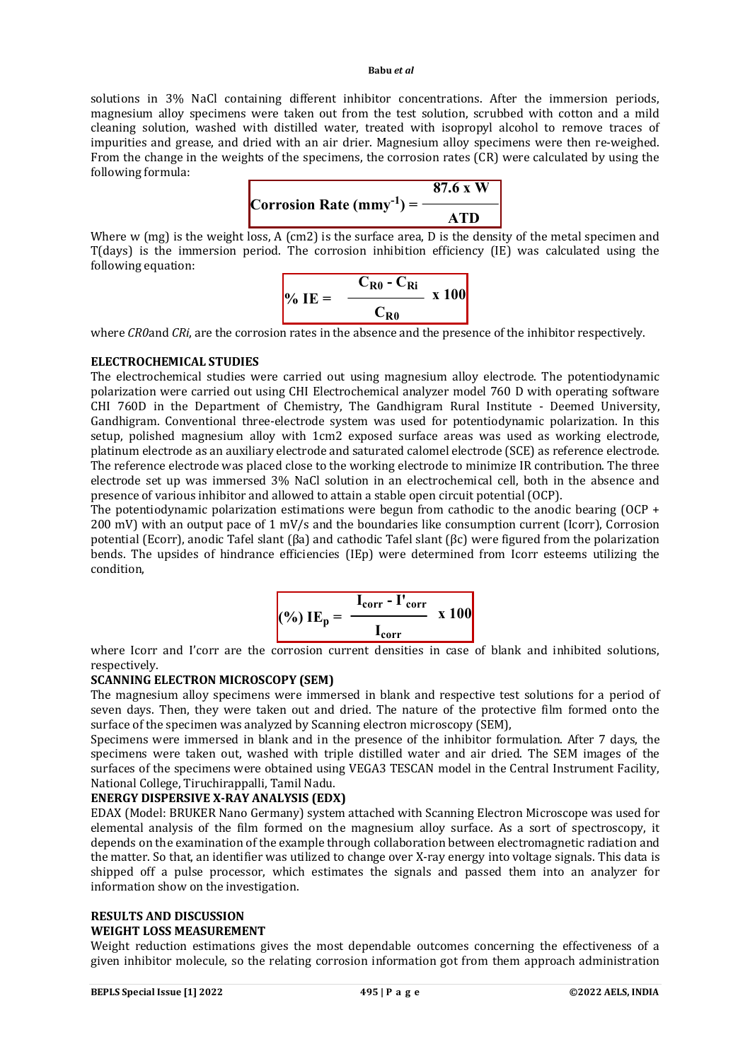solutions in 3% NaCl containing different inhibitor concentrations. After the immersion periods, magnesium alloy specimens were taken out from the test solution, scrubbed with cotton and a mild cleaning solution, washed with distilled water, treated with isopropyl alcohol to remove traces of impurities and grease, and dried with an air drier. Magnesium alloy specimens were then re-weighed. From the change in the weights of the specimens, the corrosion rates (CR) were calculated by using the following formula:

$$\text{Corrosion Rate } (mmy^{-1}) = \frac{87.6 \times W}{ATD}$$

Where w (mg) is the weight loss, A (cm2) is the surface area, D is the density of the metal specimen and T(days) is the immersion period. The corrosion inhibition efficiency (IE) was calculated using the following equation:

$$\% \text{ IE} = \frac{C_{R0} - C_{Ri}}{C_{R0}} \times 100$$

where *CR0*and *CRi*, are the corrosion rates in the absence and the presence of the inhibitor respectively.

## ELECTROCHEMICAL STUDIES

The electrochemical studies were carried out using magnesium alloy electrode. The potentiodynamic polarization were carried out using CHI Electrochemical analyzer model 760 D with operating software CHI 760D in the Department of Chemistry, The Gandhigram Rural Institute - Deemed University, Gandhigram. Conventional three-electrode system was used for potentiodynamic polarization. In this setup, polished magnesium alloy with 1cm2 exposed surface areas was used as working electrode, platinum electrode as an auxiliary electrode and saturated calomel electrode (SCE) as reference electrode. The reference electrode was placed close to the working electrode to minimize IR contribution. The three electrode set up was immersed 3% NaCl solution in an electrochemical cell, both in the absence and presence of various inhibitor and allowed to attain a stable open circuit potential (OCP).

The potentiodynamic polarization estimations were begun from cathodic to the anodic bearing (OCP + 200 mV) with an output pace of 1 mV/s and the boundaries like consumption current (Icorr), Corrosion potential (Ecorr), anodic Tafel slant (βa) and cathodic Tafel slant (βc) were figured from the polarization bends. The upsides of hindrance efficiencies (IEp) were determined from Icorr esteems utilizing the condition,

$$(\%) \text{ IE}_p = \frac{I_{corr} - I'_{corr}}{I_{corr}} \times 100$$

where Icorr and I'corr are the corrosion current densities in case of blank and inhibited solutions, respectively.

## SCANNING ELECTRON MICROSCOPY (SEM)

The magnesium alloy specimens were immersed in blank and respective test solutions for a period of seven days. Then, they were taken out and dried. The nature of the protective film formed onto the surface of the specimen was analyzed by Scanning electron microscopy (SEM),

Specimens were immersed in blank and in the presence of the inhibitor formulation. After 7 days, the specimens were taken out, washed with triple distilled water and air dried. The SEM images of the surfaces of the specimens were obtained using VEGA3 TESCAN model in the Central Instrument Facility, National College, Tiruchirappalli, Tamil Nadu.

## ENERGY DISPERSIVE X-RAY ANALYSIS (EDX)

EDAX (Model: BRUKER Nano Germany) system attached with Scanning Electron Microscope was used for elemental analysis of the film formed on the magnesium alloy surface. As a sort of spectroscopy, it depends on the examination of the example through collaboration between electromagnetic radiation and the matter. So that, an identifier was utilized to change over X-ray energy into voltage signals. This data is shipped off a pulse processor, which estimates the signals and passed them into an analyzer for information show on the investigation.

## RESULTS AND DISCUSSION

## WEIGHT LOSS MEASUREMENT

Weight reduction estimations gives the most dependable outcomes concerning the effectiveness of a given inhibitor molecule, so the relating corrosion information got from them approach administration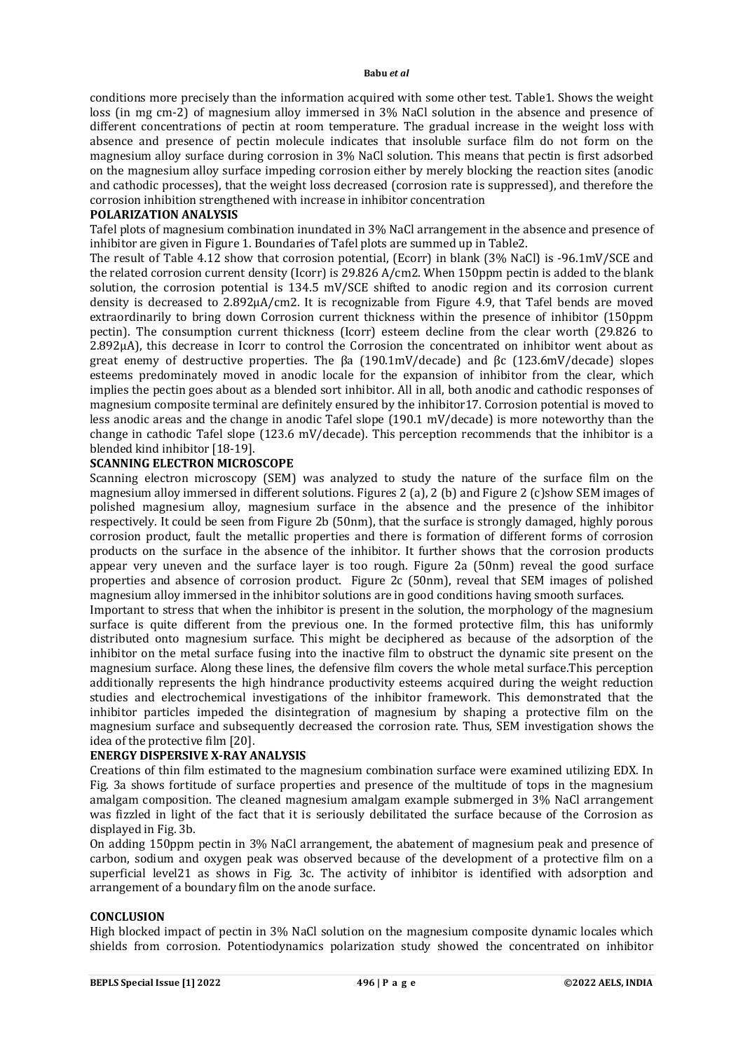conditions more precisely than the information acquired with some other test. Table1. Shows the weight loss (in mg cm-2) of magnesium alloy immersed in 3% NaCl solution in the absence and presence of different concentrations of pectin at room temperature. The gradual increase in the weight loss with absence and presence of pectin molecule indicates that insoluble surface film do not form on the magnesium alloy surface during corrosion in 3% NaCl solution. This means that pectin is first adsorbed on the magnesium alloy surface impeding corrosion either by merely blocking the reaction sites (anodic and cathodic processes), that the weight loss decreased (corrosion rate is suppressed), and therefore the corrosion inhibition strengthened with increase in inhibitor concentration

**POLARIZATION ANALYSIS**

Tafel plots of magnesium combination inundated in 3% NaCl arrangement in the absence and presence of inhibitor are given in Figure 1. Boundaries of Tafel plots are summed up in Table2.

The result of Table 4.12 show that corrosion potential, (Ecorr) in blank (3% NaCl) is -96.1mV/SCE and the related corrosion current density (Icorr) is 29.826 A/cm2. When 150ppm pectin is added to the blank solution, the corrosion potential is 134.5 mV/SCE shifted to anodic region and its corrosion current density is decreased to 2.892µA/cm2. It is recognizable from Figure 4.9, that Tafel bends are moved extraordinarily to bring down Corrosion current thickness within the presence of inhibitor (150ppm pectin). The consumption current thickness (Icorr) esteem decline from the clear worth (29.826 to 2.892µA), this decrease in Icorr to control the Corrosion the concentrated on inhibitor went about as great enemy of destructive properties. The βa (190.1mV/decade) and βc (123.6mV/decade) slopes esteems predominately moved in anodic locale for the expansion of inhibitor from the clear, which implies the pectin goes about as a blended sort inhibitor. All in all, both anodic and cathodic responses of magnesium composite terminal are definitely ensured by the inhibitor[17]. Corrosion potential is moved to less anodic areas and the change in anodic Tafel slope (190.1 mV/decade) is more noteworthy than the change in cathodic Tafel slope (123.6 mV/decade). This perception recommends that the inhibitor is a blended kind inhibitor [18-19].

**SCANNING ELECTRON MICROSCOPE**

Scanning electron microscopy (SEM) was analyzed to study the nature of the surface film on the magnesium alloy immersed in different solutions. Figures 2 (a), 2 (b) and Figure 2 (c)show SEM images of polished magnesium alloy, magnesium surface in the absence and the presence of the inhibitor respectively. It could be seen from Figure 2b (50nm), that the surface is strongly damaged, highly porous corrosion product, fault the metallic properties and there is formation of different forms of corrosion products on the surface in the absence of the inhibitor. It further shows that the corrosion products appear very uneven and the surface layer is too rough. Figure 2a (50nm) reveal the good surface properties and absence of corrosion product. Figure 2c (50nm), reveal that SEM images of polished magnesium alloy immersed in the inhibitor solutions are in good conditions having smooth surfaces.

Important to stress that when the inhibitor is present in the solution, the morphology of the magnesium surface is quite different from the previous one. In the formed protective film, this has uniformly distributed onto magnesium surface. This might be deciphered as because of the adsorption of the inhibitor on the metal surface fusing into the inactive film to obstruct the dynamic site present on the magnesium surface. Along these lines, the defensive film covers the whole metal surface.This perception additionally represents the high hindrance productivity esteems acquired during the weight reduction studies and electrochemical investigations of the inhibitor framework. This demonstrated that the inhibitor particles impeded the disintegration of magnesium by shaping a protective film on the magnesium surface and subsequently decreased the corrosion rate. Thus, SEM investigation shows the idea of the protective film [20].

**ENERGY DISPERSIVE X-RAY ANALYSIS**

Creations of thin film estimated to the magnesium combination surface were examined utilizing EDX. In Fig. 3a shows fortitude of surface properties and presence of the multitude of tops in the magnesium amalgam composition. The cleaned magnesium amalgam example submerged in 3% NaCl arrangement was fizzled in light of the fact that it is seriously debilitated the surface because of the Corrosion as displayed in Fig. 3b.

On adding 150ppm pectin in 3% NaCl arrangement, the abatement of magnesium peak and presence of carbon, sodium and oxygen peak was observed because of the development of a protective film on a superficial level[21] as shows in Fig. 3c. The activity of inhibitor is identified with adsorption and arrangement of a boundary film on the anode surface.

**CONCLUSION**

High blocked impact of pectin in 3% NaCl solution on the magnesium composite dynamic locales which shields from corrosion. Potentiodynamics polarization study showed the concentrated on inhibitor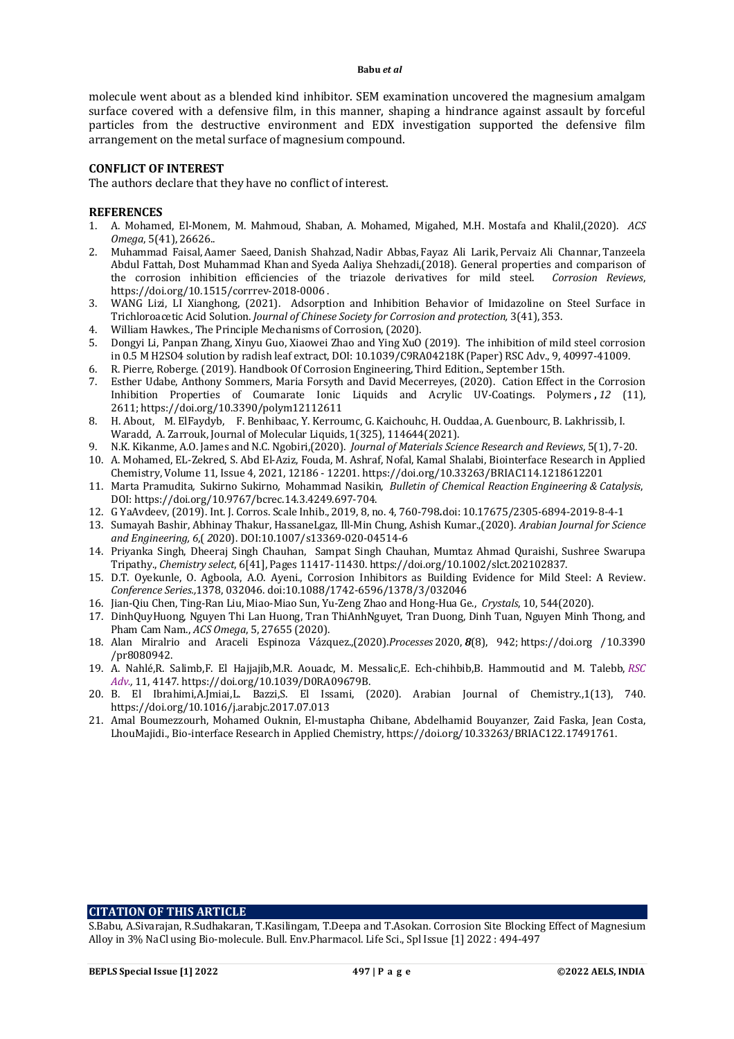molecule went about as a blended kind inhibitor. SEM examination uncovered the magnesium amalgam surface covered with a defensive film, in this manner, shaping a hindrance against assault by forceful particles from the destructive environment and EDX investigation supported the defensive film arrangement on the metal surface of magnesium compound.

## CONFLICT OF INTEREST

The authors declare that they have no conflict of interest.

## REFERENCES

1. A. Mohamed, El-Monem, M. Mahmoud, Shaban, A. Mohamed, Migahed, M.H. Mostafa and Khalil,(2020). *ACS Omega*, 5(41), 26626..
2. Muhammad Faisal, Aamer Saeed, Danish Shahzad, Nadir Abbas, Fayaz Ali Larik, Pervaiz Ali Channar, Tanzeela Abdul Fattah, Dost Muhammad Khan and Syeda Aaliya Shehzadi,(2018). General properties and comparison of the corrosion inhibition efficiencies of the triazole derivatives for mild steel. *Corrosion Reviews*, https://doi.org/10.1515/corrrev-2018-0006 .
3. WANG Lizi, LI Xianghong, (2021). Adsorption and Inhibition Behavior of Imidazoline on Steel Surface in Trichloroacetic Acid Solution. *Journal of Chinese Society for Corrosion and protection,* 3(41), 353.
4. William Hawkes., The Principle Mechanisms of Corrosion, (2020).
5. Dongyi Li, Panpan Zhang, Xinyu Guo, Xiaowei Zhao and Ying XuO (2019). The inhibition of mild steel corrosion in 0.5 M H2SO4 solution by radish leaf extract, DOI: 10.1039/C9RA04218K (Paper) RSC Adv., 9, 40997-41009.
6. R. Pierre, Roberge. (2019). Handbook Of Corrosion Engineering, Third Edition., September 15th.
7. Esther Udabe, Anthony Sommers, Maria Forsyth and David Mecerreyes, (2020). Cation Effect in the Corrosion Inhibition Properties of Coumarate Ionic Liquids and Acrylic UV-Coatings. Polymers **,** *12* (11), 2611; https://doi.org/10.3390/polym12112611
8. H. About, M. ElFaydyb, F. Benhibaac, Y. Kerroumc, G. Kaichouhc, H. Ouddaa, A. Guenbourc, B. Lakhrissib, I. Waradd, A. Zarrouk, Journal of Molecular Liquids, 1(325), 114644(2021).
9. N.K. Kikanme, A.O. James and N.C. Ngobiri,(2020). *Journal of Materials Science Research and Reviews*, 5(1), 7-20.
10. A. Mohamed, EL-Zekred, S. Abd El-Aziz, Fouda, M. Ashraf, Nofal, Kamal Shalabi, Biointerface Research in Applied Chemistry, Volume 11, Issue 4, 2021, 12186 - 12201. https://doi.org/10.33263/BRIAC114.1218612201
11. Marta Pramudita, Sukirno Sukirno, Mohammad Nasikin, *Bulletin of Chemical Reaction Engineering & Catalysis*, DOI: https://doi.org/10.9767/bcrec.14.3.4249.697-704.
12. G YaAvdeev, (2019). Int. J. Corros. Scale Inhib., 2019, 8, no. 4, 760-798.doi: 10.17675/2305-6894-2019-8-4-1
13. Sumayah Bashir, Abhinay Thakur, HassaneLgaz, Ill-Min Chung, Ashish Kumar.,(2020). *Arabian Journal for Science and Engineering, 6*,( 2020). DOI:10.1007/s13369-020-04514-6
14. Priyanka Singh, Dheeraj Singh Chauhan, Sampat Singh Chauhan, Mumtaz Ahmad Quraishi, Sushree Swarupa Tripathy., *Chemistry select*, 6[41], Pages 11417-11430. https://doi.org/10.1002/slct.202102837.
15. D.T. Oyekunle, O. Agboola, A.O. Ayeni., Corrosion Inhibitors as Building Evidence for Mild Steel: A Review. *Conference Series.,*1378, 032046. doi:10.1088/1742-6596/1378/3/032046
16. Jian-Qiu Chen, Ting-Ran Liu, Miao-Miao Sun, Yu-Zeng Zhao and Hong-Hua Ge., *Crystals*, 10, 544(2020).
17. DinhQuyHuong, Nguyen Thi Lan Huong, Tran ThiAnhNguyet, Tran Duong, Dinh Tuan, Nguyen Minh Thong, and Pham Cam Nam., *ACS Omega*, 5, 27655 (2020).
18. Alan Miralrio and Araceli Espinoza Vázquez.,(2020).*Processes* 2020, ***8***(8), 942; https://doi.org /10.3390 /pr8080942.
19. A. Nahlé,R. Salimb,F. El Hajjajib,M.R. Aouadc, M. Messalic,E. Ech-chihbib,B. Hammoutid and M. Talebb, *RSC Adv.*, 11, 4147. https://doi.org/10.1039/D0RA09679B.
20. B. El Ibrahimi,A.Jmiai,L. Bazzi,S. El Issami, (2020). Arabian Journal of Chemistry.,1(13), 740. https://doi.org/10.1016/j.arabjc.2017.07.013
21. Amal Boumezzourh, Mohamed Ouknin, El-mustapha Chibane, Abdelhamid Bouyanzer, Zaid Faska, Jean Costa, LhouMajidi., Bio-interface Research in Applied Chemistry, https://doi.org/10.33263/BRIAC122.17491761.

## CITATION OF THIS ARTICLE

S.Babu, A.Sivarajan, R.Sudhakaran, T.Kasilingam, T.Deepa and T.Asokan. Corrosion Site Blocking Effect of Magnesium Alloy in 3% NaCl using Bio-molecule. Bull. Env.Pharmacol. Life Sci., Spl Issue [1] 2022 : 494-497